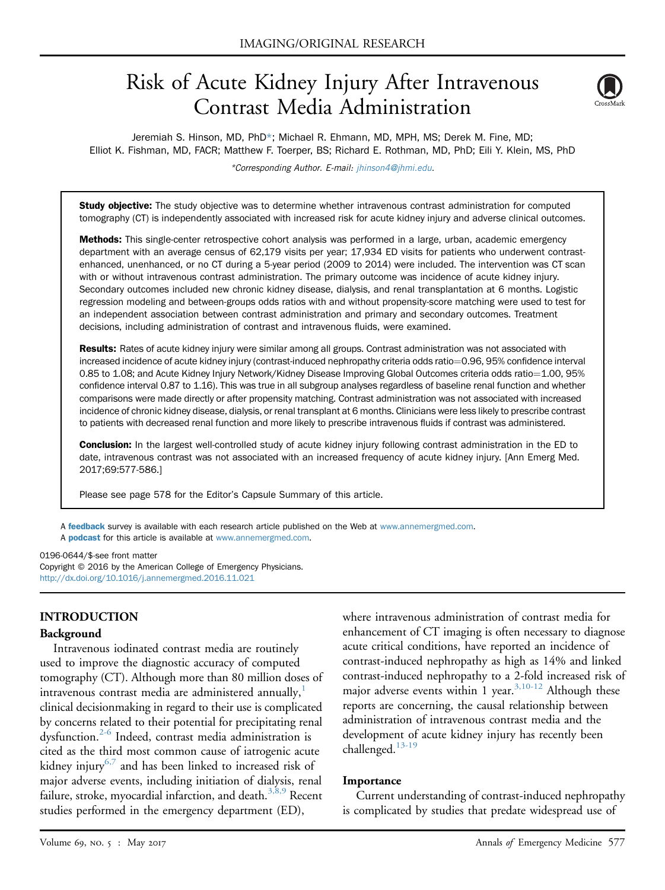IMAGING/ORIGINAL RESEARCH

# Risk of Acute Kidney Injury After Intravenous Contrast Media Administration

Jeremiah S. Hinson, MD, PhD*; Michael R. Ehmann, MD, MPH, MS; Derek M. Fine, MD; Elliot K. Fishman, MD, FACR; Matthew F. Toerper, BS; Richard E. Rothman, MD, PhD; Eili Y. Klein, MS, PhD

*Corresponding Author. E-mail: jhinson4@jhmi.edu.

**Study objective:** The study objective was to determine whether intravenous contrast administration for computed tomography (CT) is independently associated with increased risk for acute kidney injury and adverse clinical outcomes.

**Methods:** This single-center retrospective cohort analysis was performed in a large, urban, academic emergency department with an average census of 62,179 visits per year; 17,934 ED visits for patients who underwent contrast-enhanced, unenhanced, or no CT during a 5-year period (2009 to 2014) were included. The intervention was CT scan with or without intravenous contrast administration. The primary outcome was incidence of acute kidney injury. Secondary outcomes included new chronic kidney disease, dialysis, and renal transplantation at 6 months. Logistic regression modeling and between-groups odds ratios with and without propensity-score matching were used to test for an independent association between contrast administration and primary and secondary outcomes. Treatment decisions, including administration of contrast and intravenous fluids, were examined.

**Results:** Rates of acute kidney injury were similar among all groups. Contrast administration was not associated with increased incidence of acute kidney injury (contrast-induced nephropathy criteria odds ratio=0.96, 95% confidence interval 0.85 to 1.08; and Acute Kidney Injury Network/Kidney Disease Improving Global Outcomes criteria odds ratio=1.00, 95% confidence interval 0.87 to 1.16). This was true in all subgroup analyses regardless of baseline renal function and whether comparisons were made directly or after propensity matching. Contrast administration was not associated with increased incidence of chronic kidney disease, dialysis, or renal transplant at 6 months. Clinicians were less likely to prescribe contrast to patients with decreased renal function and more likely to prescribe intravenous fluids if contrast was administered.

**Conclusion:** In the largest well-controlled study of acute kidney injury following contrast administration in the ED to date, intravenous contrast was not associated with an increased frequency of acute kidney injury. [Ann Emerg Med. 2017;69:577-586.]

Please see page 578 for the Editor's Capsule Summary of this article.

A **feedback** survey is available with each research article published on the Web at www.annemergmed.com.
A **podcast** for this article is available at www.annemergmed.com.

0196-0644/$-see front matter
Copyright © 2016 by the American College of Emergency Physicians.
http://dx.doi.org/10.1016/j.annemergmed.2016.11.021

## INTRODUCTION

### Background

Intravenous iodinated contrast media are routinely used to improve the diagnostic accuracy of computed tomography (CT). Although more than 80 million doses of intravenous contrast media are administered annually,[1] clinical decisionmaking in regard to their use is complicated by concerns related to their potential for precipitating renal dysfunction.[2-6] Indeed, contrast media administration is cited as the third most common cause of iatrogenic acute kidney injury[6,7] and has been linked to increased risk of major adverse events, including initiation of dialysis, renal failure, stroke, myocardial infarction, and death.[3,8,9] Recent studies performed in the emergency department (ED), where intravenous administration of contrast media for enhancement of CT imaging is often necessary to diagnose acute critical conditions, have reported an incidence of contrast-induced nephropathy as high as 14% and linked contrast-induced nephropathy to a 2-fold increased risk of major adverse events within 1 year.[3,10-12] Although these reports are concerning, the causal relationship between administration of intravenous contrast media and the development of acute kidney injury has recently been challenged.[13-19]

### Importance

Current understanding of contrast-induced nephropathy is complicated by studies that predate widespread use of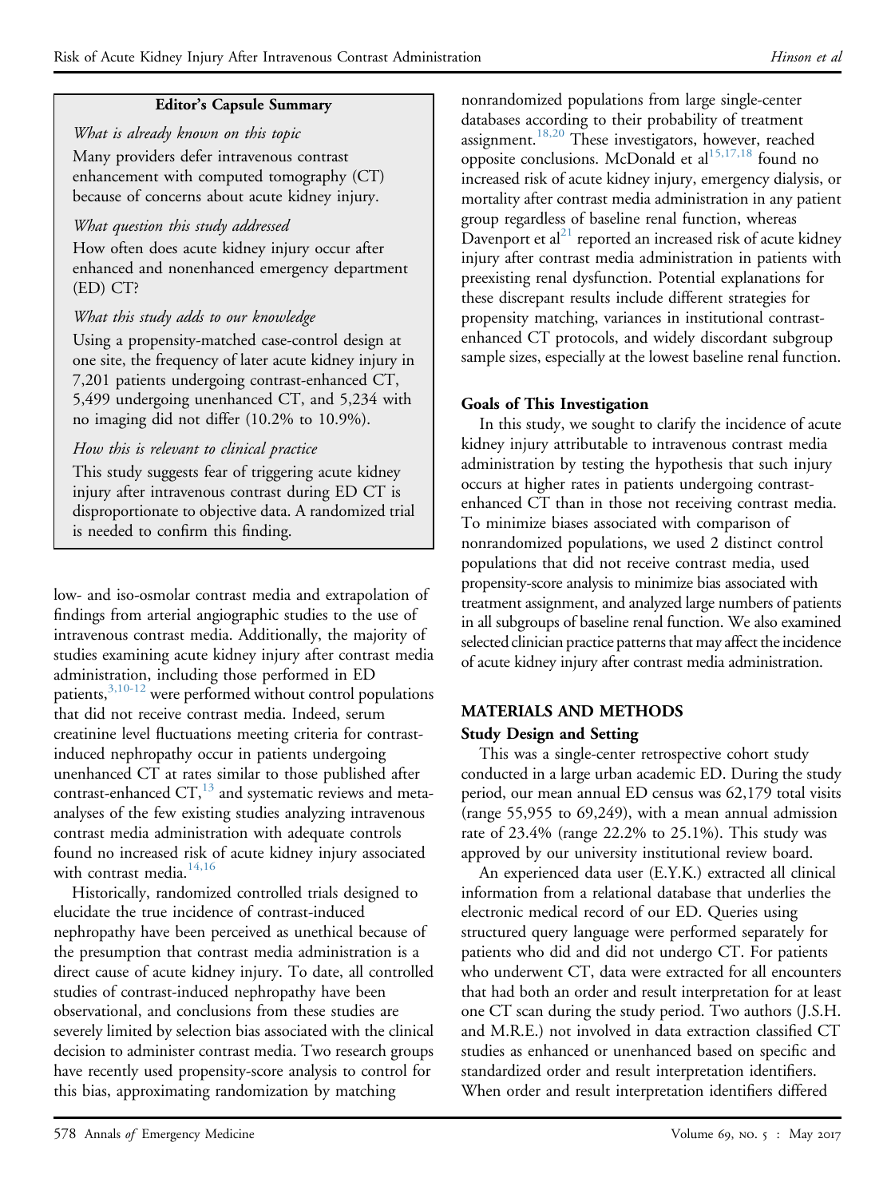**Editor's Capsule Summary**

*What is already known on this topic*

Many providers defer intravenous contrast enhancement with computed tomography (CT) because of concerns about acute kidney injury.

*What question this study addressed*

How often does acute kidney injury occur after enhanced and nonenhanced emergency department (ED) CT?

*What this study adds to our knowledge*

Using a propensity-matched case-control design at one site, the frequency of later acute kidney injury in 7,201 patients undergoing contrast-enhanced CT, 5,499 undergoing unenhanced CT, and 5,234 with no imaging did not differ (10.2% to 10.9%).

*How this is relevant to clinical practice*

This study suggests fear of triggering acute kidney injury after intravenous contrast during ED CT is disproportionate to objective data. A randomized trial is needed to confirm this finding.

low- and iso-osmolar contrast media and extrapolation of findings from arterial angiographic studies to the use of intravenous contrast media. Additionally, the majority of studies examining acute kidney injury after contrast media administration, including those performed in ED patients,[3,10-12] were performed without control populations that did not receive contrast media. Indeed, serum creatinine level fluctuations meeting criteria for contrast-induced nephropathy occur in patients undergoing unenhanced CT at rates similar to those published after contrast-enhanced CT,[13] and systematic reviews and meta-analyses of the few existing studies analyzing intravenous contrast media administration with adequate controls found no increased risk of acute kidney injury associated with contrast media.[14,16]

Historically, randomized controlled trials designed to elucidate the true incidence of contrast-induced nephropathy have been perceived as unethical because of the presumption that contrast media administration is a direct cause of acute kidney injury. To date, all controlled studies of contrast-induced nephropathy have been observational, and conclusions from these studies are severely limited by selection bias associated with the clinical decision to administer contrast media. Two research groups have recently used propensity-score analysis to control for this bias, approximating randomization by matching nonrandomized populations from large single-center databases according to their probability of treatment assignment.[18,20] These investigators, however, reached opposite conclusions. McDonald et al[15,17,18] found no increased risk of acute kidney injury, emergency dialysis, or mortality after contrast media administration in any patient group regardless of baseline renal function, whereas Davenport et al[21] reported an increased risk of acute kidney injury after contrast media administration in patients with preexisting renal dysfunction. Potential explanations for these discrepant results include different strategies for propensity matching, variances in institutional contrast-enhanced CT protocols, and widely discordant subgroup sample sizes, especially at the lowest baseline renal function.

### Goals of This Investigation

In this study, we sought to clarify the incidence of acute kidney injury attributable to intravenous contrast media administration by testing the hypothesis that such injury occurs at higher rates in patients undergoing contrast-enhanced CT than in those not receiving contrast media. To minimize biases associated with comparison of nonrandomized populations, we used 2 distinct control populations that did not receive contrast media, used propensity-score analysis to minimize bias associated with treatment assignment, and analyzed large numbers of patients in all subgroups of baseline renal function. We also examined selected clinician practice patterns that may affect the incidence of acute kidney injury after contrast media administration.

## MATERIALS AND METHODS

### Study Design and Setting

This was a single-center retrospective cohort study conducted in a large urban academic ED. During the study period, our mean annual ED census was 62,179 total visits (range 55,955 to 69,249), with a mean annual admission rate of 23.4% (range 22.2% to 25.1%). This study was approved by our university institutional review board.

An experienced data user (E.Y.K.) extracted all clinical information from a relational database that underlies the electronic medical record of our ED. Queries using structured query language were performed separately for patients who did and did not undergo CT. For patients who underwent CT, data were extracted for all encounters that had both an order and result interpretation for at least one CT scan during the study period. Two authors (J.S.H. and M.R.E.) not involved in data extraction classified CT studies as enhanced or unenhanced based on specific and standardized order and result interpretation identifiers. When order and result interpretation identifiers differed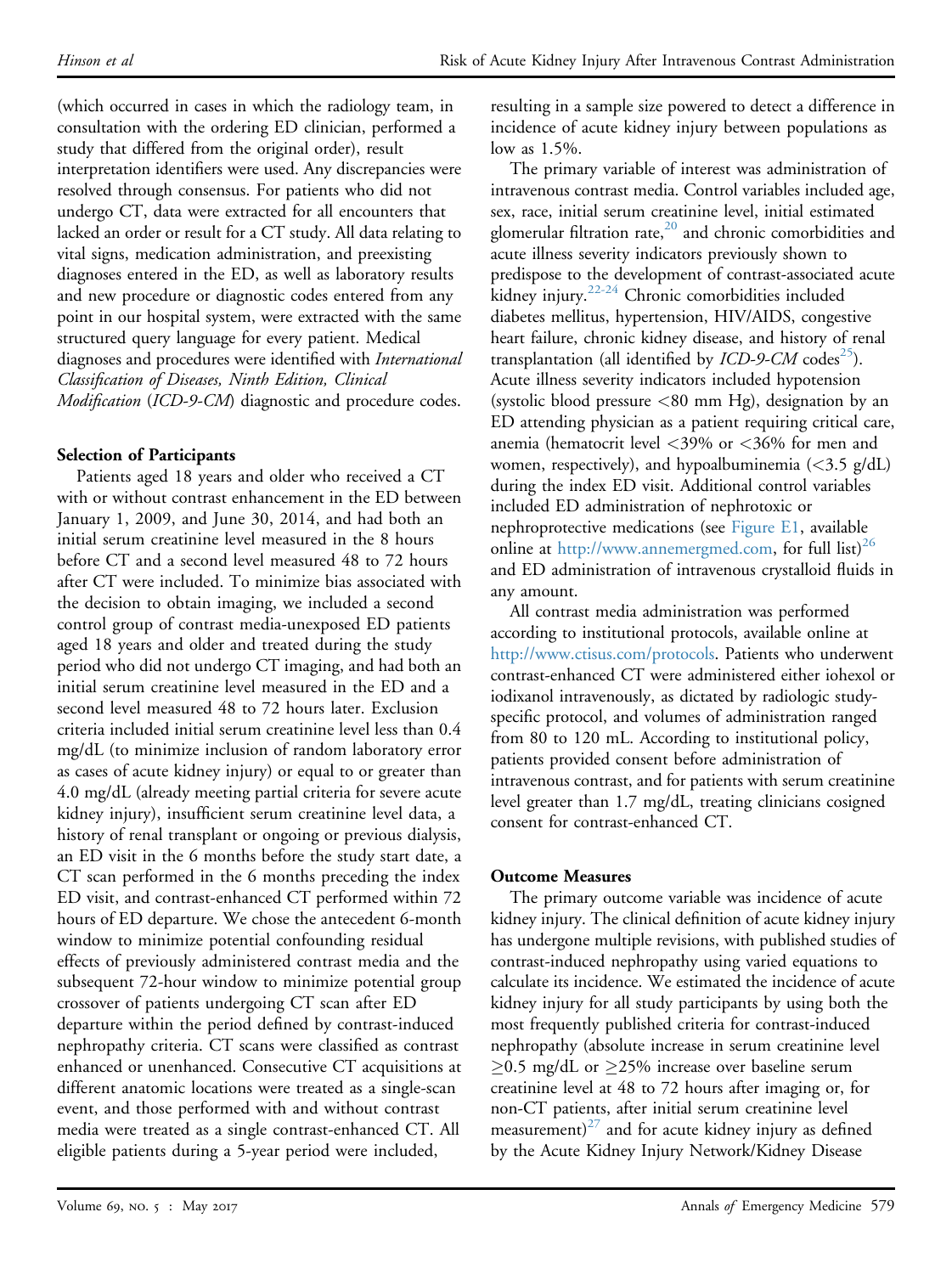(which occurred in cases in which the radiology team, in consultation with the ordering ED clinician, performed a study that differed from the original order), result interpretation identifiers were used. Any discrepancies were resolved through consensus. For patients who did not undergo CT, data were extracted for all encounters that lacked an order or result for a CT study. All data relating to vital signs, medication administration, and preexisting diagnoses entered in the ED, as well as laboratory results and new procedure or diagnostic codes entered from any point in our hospital system, were extracted with the same structured query language for every patient. Medical diagnoses and procedures were identified with *International Classification of Diseases, Ninth Edition, Clinical Modification* (*ICD-9-CM*) diagnostic and procedure codes.

### Selection of Participants

Patients aged 18 years and older who received a CT with or without contrast enhancement in the ED between January 1, 2009, and June 30, 2014, and had both an initial serum creatinine level measured in the 8 hours before CT and a second level measured 48 to 72 hours after CT were included. To minimize bias associated with the decision to obtain imaging, we included a second control group of contrast media–unexposed ED patients aged 18 years and older and treated during the study period who did not undergo CT imaging, and had both an initial serum creatinine level measured in the ED and a second level measured 48 to 72 hours later. Exclusion criteria included initial serum creatinine level less than 0.4 mg/dL (to minimize inclusion of random laboratory error as cases of acute kidney injury) or equal to or greater than 4.0 mg/dL (already meeting partial criteria for severe acute kidney injury), insufficient serum creatinine level data, a history of renal transplant or ongoing or previous dialysis, an ED visit in the 6 months before the study start date, a CT scan performed in the 6 months preceding the index ED visit, and contrast-enhanced CT performed within 72 hours of ED departure. We chose the antecedent 6-month window to minimize potential confounding residual effects of previously administered contrast media and the subsequent 72-hour window to minimize potential group crossover of patients undergoing CT scan after ED departure within the period defined by contrast-induced nephropathy criteria. CT scans were classified as contrast enhanced or unenhanced. Consecutive CT acquisitions at different anatomic locations were treated as a single-scan event, and those performed with and without contrast media were treated as a single contrast-enhanced CT. All eligible patients during a 5-year period were included, resulting in a sample size powered to detect a difference in incidence of acute kidney injury between populations as low as 1.5%.

The primary variable of interest was administration of intravenous contrast media. Control variables included age, sex, race, initial serum creatinine level, initial estimated glomerular filtration rate,[20] and chronic comorbidities and acute illness severity indicators previously shown to predispose to the development of contrast-associated acute kidney injury.[22-24] Chronic comorbidities included diabetes mellitus, hypertension, HIV/AIDS, congestive heart failure, chronic kidney disease, and history of renal transplantation (all identified by *ICD-9-CM* codes[25]). Acute illness severity indicators included hypotension (systolic blood pressure <80 mm Hg), designation by an ED attending physician as a patient requiring critical care, anemia (hematocrit level <39% or <36% for men and women, respectively), and hypoalbuminemia (<3.5 g/dL) during the index ED visit. Additional control variables included ED administration of nephrotoxic or nephroprotective medications (see Figure E1, available online at http://www.annemergmed.com, for full list)[26] and ED administration of intravenous crystalloid fluids in any amount.

All contrast media administration was performed according to institutional protocols, available online at http://www.ctisus.com/protocols. Patients who underwent contrast-enhanced CT were administered either iohexol or iodixanol intravenously, as dictated by radiologic study-specific protocol, and volumes of administration ranged from 80 to 120 mL. According to institutional policy, patients provided consent before administration of intravenous contrast, and for patients with serum creatinine level greater than 1.7 mg/dL, treating clinicians cosigned consent for contrast-enhanced CT.

### Outcome Measures

The primary outcome variable was incidence of acute kidney injury. The clinical definition of acute kidney injury has undergone multiple revisions, with published studies of contrast-induced nephropathy using varied equations to calculate its incidence. We estimated the incidence of acute kidney injury for all study participants by using both the most frequently published criteria for contrast-induced nephropathy (absolute increase in serum creatinine level ≥0.5 mg/dL or ≥25% increase over baseline serum creatinine level at 48 to 72 hours after imaging or, for non-CT patients, after initial serum creatinine level measurement)[27] and for acute kidney injury as defined by the Acute Kidney Injury Network/Kidney Disease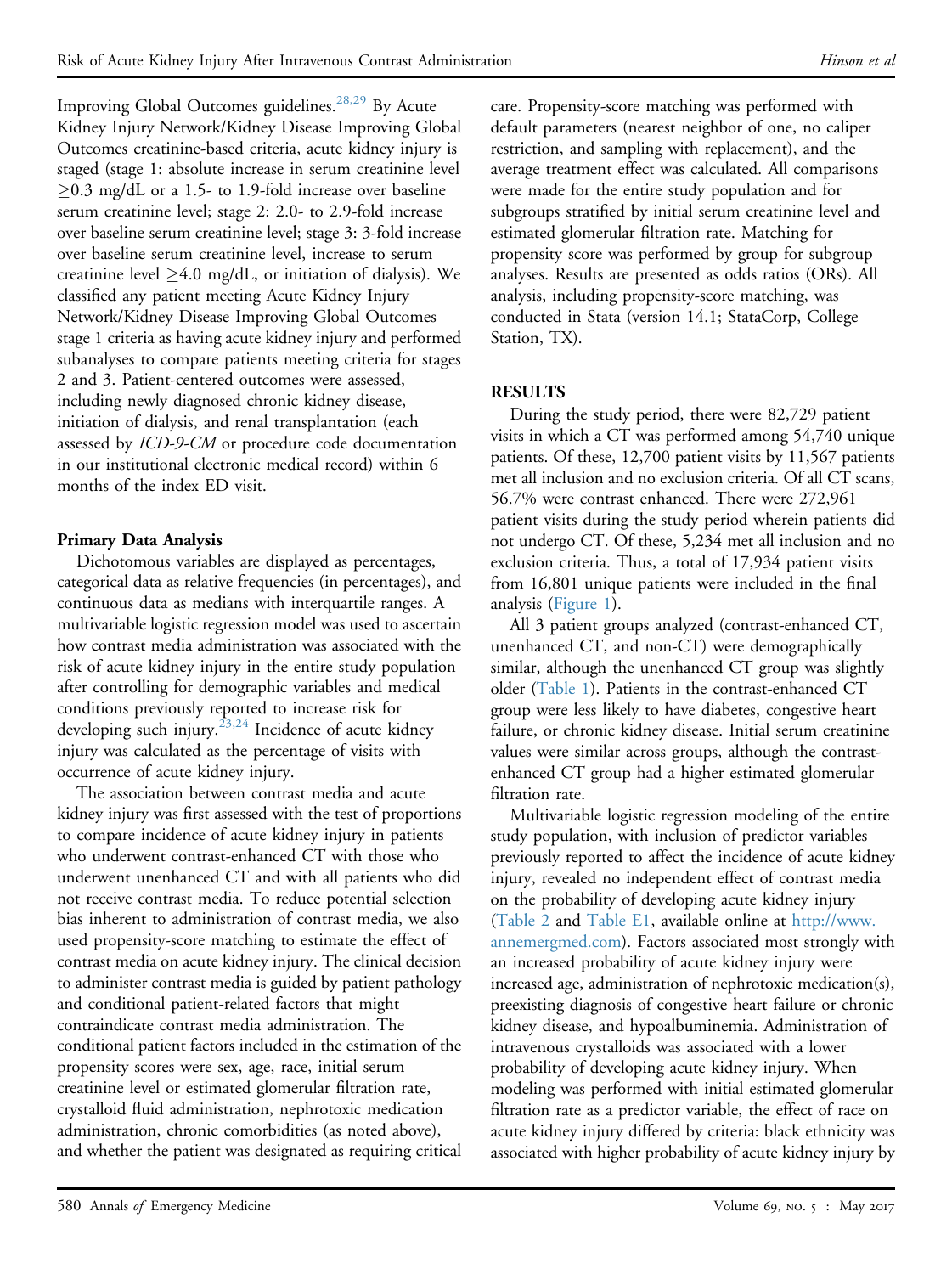Improving Global Outcomes guidelines.[28,29] By Acute Kidney Injury Network/Kidney Disease Improving Global Outcomes creatinine-based criteria, acute kidney injury is staged (stage 1: absolute increase in serum creatinine level $\geq$0.3 mg/dL or a 1.5- to 1.9-fold increase over baseline serum creatinine level; stage 2: 2.0- to 2.9-fold increase over baseline serum creatinine level; stage 3: 3-fold increase over baseline serum creatinine level, increase to serum creatinine level $\geq$4.0 mg/dL, or initiation of dialysis). We classified any patient meeting Acute Kidney Injury Network/Kidney Disease Improving Global Outcomes stage 1 criteria as having acute kidney injury and performed subanalyses to compare patients meeting criteria for stages 2 and 3. Patient-centered outcomes were assessed, including newly diagnosed chronic kidney disease, initiation of dialysis, and renal transplantation (each assessed by *ICD-9-CM* or procedure code documentation in our institutional electronic medical record) within 6 months of the index ED visit.

### Primary Data Analysis

Dichotomous variables are displayed as percentages, categorical data as relative frequencies (in percentages), and continuous data as medians with interquartile ranges. A multivariable logistic regression model was used to ascertain how contrast media administration was associated with the risk of acute kidney injury in the entire study population after controlling for demographic variables and medical conditions previously reported to increase risk for developing such injury.[23,24] Incidence of acute kidney injury was calculated as the percentage of visits with occurrence of acute kidney injury.

The association between contrast media and acute kidney injury was first assessed with the test of proportions to compare incidence of acute kidney injury in patients who underwent contrast-enhanced CT with those who underwent unenhanced CT and with all patients who did not receive contrast media. To reduce potential selection bias inherent to administration of contrast media, we also used propensity-score matching to estimate the effect of contrast media on acute kidney injury. The clinical decision to administer contrast media is guided by patient pathology and conditional patient-related factors that might contraindicate contrast media administration. The conditional patient factors included in the estimation of the propensity scores were sex, age, race, initial serum creatinine level or estimated glomerular filtration rate, crystalloid fluid administration, nephrotoxic medication administration, chronic comorbidities (as noted above), and whether the patient was designated as requiring critical care. Propensity-score matching was performed with default parameters (nearest neighbor of one, no caliper restriction, and sampling with replacement), and the average treatment effect was calculated. All comparisons were made for the entire study population and for subgroups stratified by initial serum creatinine level and estimated glomerular filtration rate. Matching for propensity score was performed by group for subgroup analyses. Results are presented as odds ratios (ORs). All analysis, including propensity-score matching, was conducted in Stata (version 14.1; StataCorp, College Station, TX).

## RESULTS

During the study period, there were 82,729 patient visits in which a CT was performed among 54,740 unique patients. Of these, 12,700 patient visits by 11,567 patients met all inclusion and no exclusion criteria. Of all CT scans, 56.7% were contrast enhanced. There were 272,961 patient visits during the study period wherein patients did not undergo CT. Of these, 5,234 met all inclusion and no exclusion criteria. Thus, a total of 17,934 patient visits from 16,801 unique patients were included in the final analysis (Figure 1).

All 3 patient groups analyzed (contrast-enhanced CT, unenhanced CT, and non-CT) were demographically similar, although the unenhanced CT group was slightly older (Table 1). Patients in the contrast-enhanced CT group were less likely to have diabetes, congestive heart failure, or chronic kidney disease. Initial serum creatinine values were similar across groups, although the contrast-enhanced CT group had a higher estimated glomerular filtration rate.

Multivariable logistic regression modeling of the entire study population, with inclusion of predictor variables previously reported to affect the incidence of acute kidney injury, revealed no independent effect of contrast media on the probability of developing acute kidney injury (Table 2 and Table E1, available online at http://www.annemergmed.com). Factors associated most strongly with an increased probability of acute kidney injury were increased age, administration of nephrotoxic medication(s), preexisting diagnosis of congestive heart failure or chronic kidney disease, and hypoalbuminemia. Administration of intravenous crystalloids was associated with a lower probability of developing acute kidney injury. When modeling was performed with initial estimated glomerular filtration rate as a predictor variable, the effect of race on acute kidney injury differed by criteria: black ethnicity was associated with higher probability of acute kidney injury by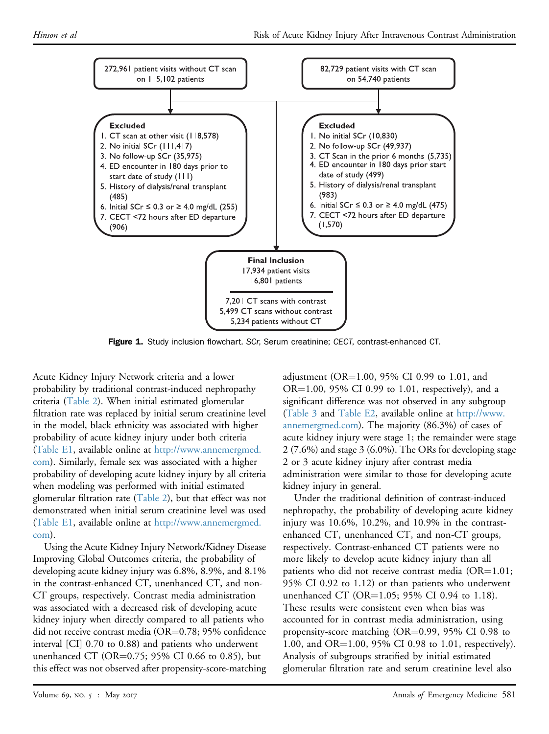272,961 patient visits without CT scan on 115,102 patients

82,729 patient visits with CT scan on 54,740 patients

**Excluded**
1. CT scan at other visit (118,578)
2. No initial SCr (111,417)
3. No follow-up SCr (35,975)
4. ED encounter in 180 days prior to start date of study (111)
5. History of dialysis/renal transplant (485)
6. Initial SCr ≤ 0.3 or ≥ 4.0 mg/dL (255)
7. CECT <72 hours after ED departure (906)

**Excluded**
1. No initial SCr (10,830)
2. No follow-up SCr (49,937)
3. CT Scan in the prior 6 months (5,735)
4. ED encounter in 180 days prior start date of study (499)
5. History of dialysis/renal transplant (983)
6. Initial SCr ≤ 0.3 or ≥ 4.0 mg/dL (475)
7. CECT <72 hours after ED departure (1,570)

**Final Inclusion**
17,934 patient visits
16,801 patients

7,201 CT scans with contrast
5,499 CT scans without contrast
5,234 patients without CT

**Figure 1.** Study inclusion flowchart. *SCr*, Serum creatinine; *CECT*, contrast-enhanced CT.

Acute Kidney Injury Network criteria and a lower probability by traditional contrast-induced nephropathy criteria (Table 2). When initial estimated glomerular filtration rate was replaced by initial serum creatinine level in the model, black ethnicity was associated with higher probability of acute kidney injury under both criteria (Table E1, available online at http://www.annemergmed.com). Similarly, female sex was associated with a higher probability of developing acute kidney injury by all criteria when modeling was performed with initial estimated glomerular filtration rate (Table 2), but that effect was not demonstrated when initial serum creatinine level was used (Table E1, available online at http://www.annemergmed.com).

Using the Acute Kidney Injury Network/Kidney Disease Improving Global Outcomes criteria, the probability of developing acute kidney injury was 6.8%, 8.9%, and 8.1% in the contrast-enhanced CT, unenhanced CT, and non-CT groups, respectively. Contrast media administration was associated with a decreased risk of developing acute kidney injury when directly compared to all patients who did not receive contrast media (OR=0.78; 95% confidence interval [CI] 0.70 to 0.88) and patients who underwent unenhanced CT (OR=0.75; 95% CI 0.66 to 0.85), but this effect was not observed after propensity-score-matching adjustment (OR=1.00, 95% CI 0.99 to 1.01, and OR=1.00, 95% CI 0.99 to 1.01, respectively), and a significant difference was not observed in any subgroup (Table 3 and Table E2, available online at http://www.annemergmed.com). The majority (86.3%) of cases of acute kidney injury were stage 1; the remainder were stage 2 (7.6%) and stage 3 (6.0%). The ORs for developing stage 2 or 3 acute kidney injury after contrast media administration were similar to those for developing acute kidney injury in general.

Under the traditional definition of contrast-induced nephropathy, the probability of developing acute kidney injury was 10.6%, 10.2%, and 10.9% in the contrast-enhanced CT, unenhanced CT, and non-CT groups, respectively. Contrast-enhanced CT patients were no more likely to develop acute kidney injury than all patients who did not receive contrast media (OR=1.01; 95% CI 0.92 to 1.12) or than patients who underwent unenhanced CT (OR=1.05; 95% CI 0.94 to 1.18). These results were consistent even when bias was accounted for in contrast media administration, using propensity-score matching (OR=0.99, 95% CI 0.98 to 1.00, and OR=1.00, 95% CI 0.98 to 1.01, respectively). Analysis of subgroups stratified by initial estimated glomerular filtration rate and serum creatinine level also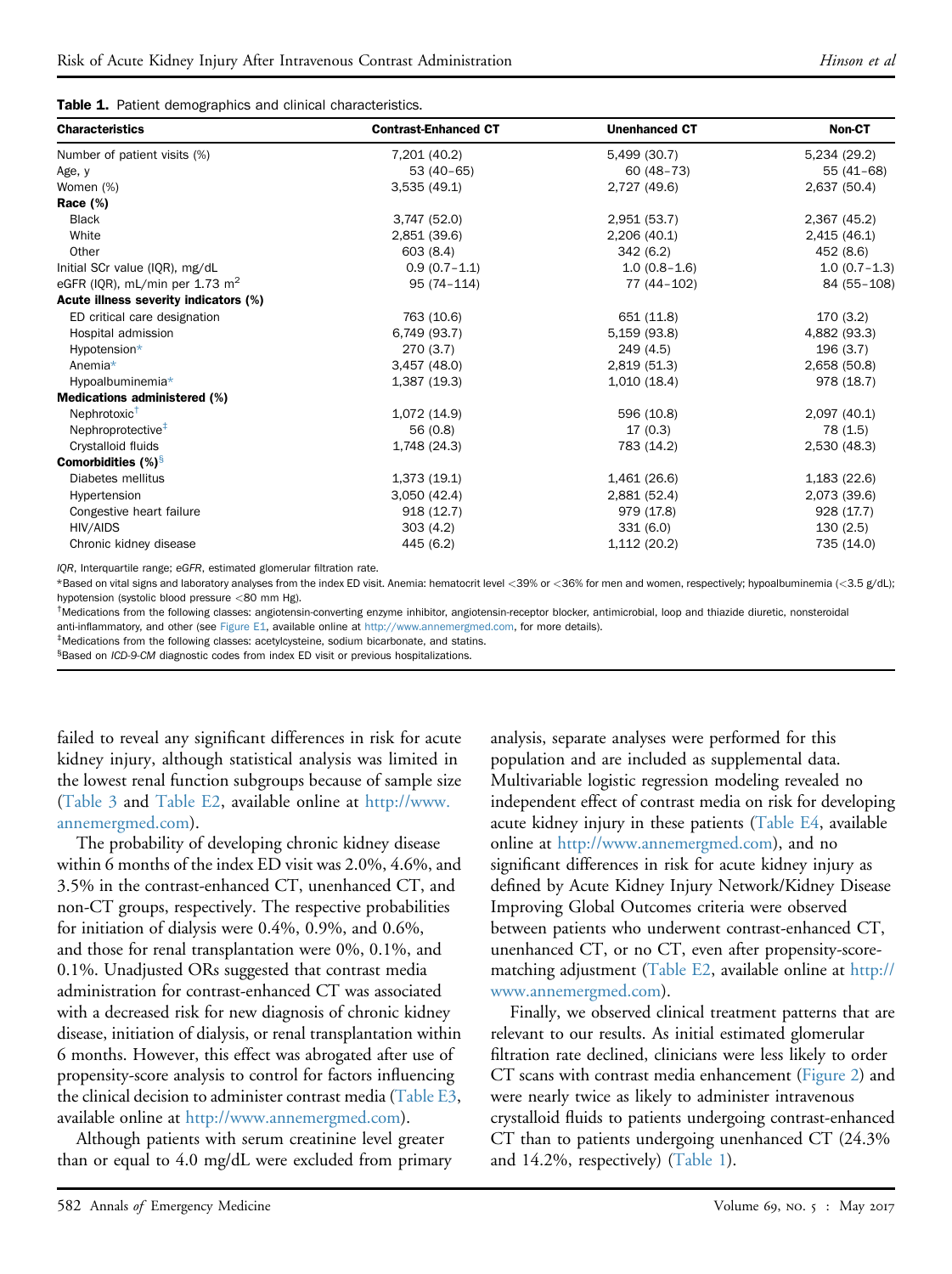**Table 1.** Patient demographics and clinical characteristics.

| Characteristics | Contrast-Enhanced CT | Unenhanced CT | Non-CT |
|---|---|---|---|
| Number of patient visits (%) | 7,201 (40.2) | 5,499 (30.7) | 5,234 (29.2) |
| Age, y | 53 (40–65) | 60 (48–73) | 55 (41–68) |
| Women (%) | 3,535 (49.1) | 2,727 (49.6) | 2,637 (50.4) |
| **Race (%)** | | | |
| Black | 3,747 (52.0) | 2,951 (53.7) | 2,367 (45.2) |
| White | 2,851 (39.6) | 2,206 (40.1) | 2,415 (46.1) |
| Other | 603 (8.4) | 342 (6.2) | 452 (8.6) |
| Initial SCr value (IQR), mg/dL | 0.9 (0.7–1.1) | 1.0 (0.8–1.6) | 1.0 (0.7–1.3) |
| eGFR (IQR), mL/min per 1.73 $m^2$ | 95 (74–114) | 77 (44–102) | 84 (55–108) |
| **Acute illness severity indicators (%)** | | | |
| ED critical care designation | 763 (10.6) | 651 (11.8) | 170 (3.2) |
| Hospital admission | 6,749 (93.7) | 5,159 (93.8) | 4,882 (93.3) |
| Hypotension* | 270 (3.7) | 249 (4.5) | 196 (3.7) |
| Anemia* | 3,457 (48.0) | 2,819 (51.3) | 2,658 (50.8) |
| Hypoalbuminemia* | 1,387 (19.3) | 1,010 (18.4) | 978 (18.7) |
| **Medications administered (%)** | | | |
| Nephrotoxic† | 1,072 (14.9) | 596 (10.8) | 2,097 (40.1) |
| Nephroprotective‡ | 56 (0.8) | 17 (0.3) | 78 (1.5) |
| Crystalloid fluids | 1,748 (24.3) | 783 (14.2) | 2,530 (48.3) |
| **Comorbidities (%)§** | | | |
| Diabetes mellitus | 1,373 (19.1) | 1,461 (26.6) | 1,183 (22.6) |
| Hypertension | 3,050 (42.4) | 2,881 (52.4) | 2,073 (39.6) |
| Congestive heart failure | 918 (12.7) | 979 (17.8) | 928 (17.7) |
| HIV/AIDS | 303 (4.2) | 331 (6.0) | 130 (2.5) |
| Chronic kidney disease | 445 (6.2) | 1,112 (20.2) | 735 (14.0) |

*IQR*, Interquartile range; *eGFR*, estimated glomerular filtration rate.

*Based on vital signs and laboratory analyses from the index ED visit. Anemia: hematocrit level <39% or <36% for men and women, respectively; hypoalbuminemia (<3.5 g/dL); hypotension (systolic blood pressure <80 mm Hg).

†Medications from the following classes: angiotensin-converting enzyme inhibitor, angiotensin-receptor blocker, antimicrobial, loop and thiazide diuretic, nonsteroidal anti-inflammatory, and other (see Figure E1, available online at http://www.annemergmed.com, for more details).

‡Medications from the following classes: acetylcysteine, sodium bicarbonate, and statins.

§Based on *ICD-9-CM* diagnostic codes from index ED visit or previous hospitalizations.

failed to reveal any significant differences in risk for acute kidney injury, although statistical analysis was limited in the lowest renal function subgroups because of sample size (Table 3 and Table E2, available online at http://www.annemergmed.com).

The probability of developing chronic kidney disease within 6 months of the index ED visit was 2.0%, 4.6%, and 3.5% in the contrast-enhanced CT, unenhanced CT, and non-CT groups, respectively. The respective probabilities for initiation of dialysis were 0.4%, 0.9%, and 0.6%, and those for renal transplantation were 0%, 0.1%, and 0.1%. Unadjusted ORs suggested that contrast media administration for contrast-enhanced CT was associated with a decreased risk for new diagnosis of chronic kidney disease, initiation of dialysis, or renal transplantation within 6 months. However, this effect was abrogated after use of propensity-score analysis to control for factors influencing the clinical decision to administer contrast media (Table E3, available online at http://www.annemergmed.com).

Although patients with serum creatinine level greater than or equal to 4.0 mg/dL were excluded from primary analysis, separate analyses were performed for this population and are included as supplemental data. Multivariable logistic regression modeling revealed no independent effect of contrast media on risk for developing acute kidney injury in these patients (Table E4, available online at http://www.annemergmed.com), and no significant differences in risk for acute kidney injury as defined by Acute Kidney Injury Network/Kidney Disease Improving Global Outcomes criteria were observed between patients who underwent contrast-enhanced CT, unenhanced CT, or no CT, even after propensity-score-matching adjustment (Table E2, available online at http://www.annemergmed.com).

Finally, we observed clinical treatment patterns that are relevant to our results. As initial estimated glomerular filtration rate declined, clinicians were less likely to order CT scans with contrast media enhancement (Figure 2) and were nearly twice as likely to administer intravenous crystalloid fluids to patients undergoing contrast-enhanced CT than to patients undergoing unenhanced CT (24.3% and 14.2%, respectively) (Table 1).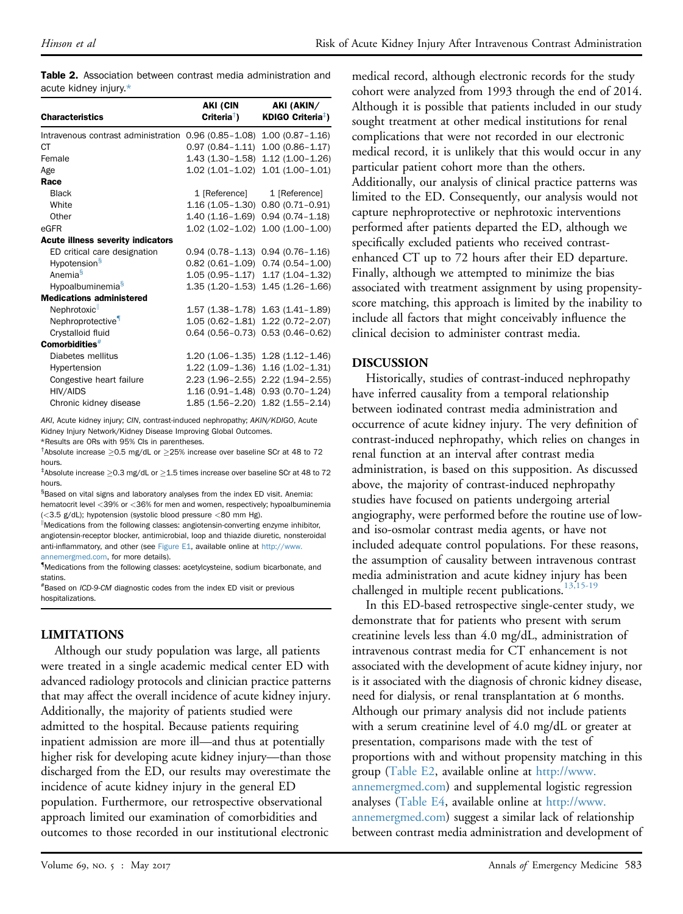**Table 2.** Association between contrast media administration and acute kidney injury.*

| Characteristics | AKI (CIN Criteria†) | AKI (AKIN/KDIGO Criteria‡) |
|---|---|---|
| Intravenous contrast administration | 0.96 (0.85–1.08) | 1.00 (0.87–1.16) |
| CT | 0.97 (0.84–1.11) | 1.00 (0.86–1.17) |
| Female | 1.43 (1.30–1.58) | 1.12 (1.00–1.26) |
| Age | 1.02 (1.01–1.02) | 1.01 (1.00–1.01) |
| **Race** | | |
| Black | 1 [Reference] | 1 [Reference] |
| White | 1.16 (1.05–1.30) | 0.80 (0.71–0.91) |
| Other | 1.40 (1.16–1.69) | 0.94 (0.74–1.18) |
| eGFR | 1.02 (1.02–1.02) | 1.00 (1.00–1.00) |
| **Acute illness severity indicators** | | |
| ED critical care designation | 0.94 (0.78–1.13) | 0.94 (0.76–1.16) |
| Hypotension§ | 0.82 (0.61–1.09) | 0.74 (0.54–1.00) |
| Anemia§ | 1.05 (0.95–1.17) | 1.17 (1.04–1.32) |
| Hypoalbuminemia§ | 1.35 (1.20–1.53) | 1.45 (1.26–1.66) |
| **Medications administered** | | |
| Nephrotoxic‖ | 1.57 (1.38–1.78) | 1.63 (1.41–1.89) |
| Nephroprotective¶ | 1.05 (0.62–1.81) | 1.22 (0.72–2.07) |
| Crystalloid fluid | 0.64 (0.56–0.73) | 0.53 (0.46–0.62) |
| **Comorbidities#** | | |
| Diabetes mellitus | 1.20 (1.06–1.35) | 1.28 (1.12–1.46) |
| Hypertension | 1.22 (1.09–1.36) | 1.16 (1.02–1.31) |
| Congestive heart failure | 2.23 (1.96–2.55) | 2.22 (1.94–2.55) |
| HIV/AIDS | 1.16 (0.91–1.48) | 0.93 (0.70–1.24) |
| Chronic kidney disease | 1.85 (1.56–2.20) | 1.82 (1.55–2.14) |

*AKI*, Acute kidney injury; *CIN*, contrast-induced nephropathy; *AKIN/KDIGO*, Acute Kidney Injury Network/Kidney Disease Improving Global Outcomes.

*Results are ORs with 95% CIs in parentheses.

†Absolute increase ≥0.5 mg/dL or ≥25% increase over baseline SCr at 48 to 72 hours.

‡Absolute increase ≥0.3 mg/dL or ≥1.5 times increase over baseline SCr at 48 to 72 hours.

§Based on vital signs and laboratory analyses from the index ED visit. Anemia: hematocrit level <39% or <36% for men and women, respectively; hypoalbuminemia (<3.5 g/dL); hypotension (systolic blood pressure <80 mm Hg).

‖Medications from the following classes: angiotensin-converting enzyme inhibitor, angiotensin-receptor blocker, antimicrobial, loop and thiazide diuretic, nonsteroidal anti-inflammatory, and other (see Figure E1, available online at http://www.annemergmed.com, for more details).

¶Medications from the following classes: acetylcysteine, sodium bicarbonate, and statins.

#Based on *ICD-9-CM* diagnostic codes from the index ED visit or previous hospitalizations.

## LIMITATIONS

Although our study population was large, all patients were treated in a single academic medical center ED with advanced radiology protocols and clinician practice patterns that may affect the overall incidence of acute kidney injury. Additionally, the majority of patients studied were admitted to the hospital. Because patients requiring inpatient admission are more ill—and thus at potentially higher risk for developing acute kidney injury—than those discharged from the ED, our results may overestimate the incidence of acute kidney injury in the general ED population. Furthermore, our retrospective observational approach limited our examination of comorbidities and outcomes to those recorded in our institutional electronic medical record, although electronic records for the study cohort were analyzed from 1993 through the end of 2014. Although it is possible that patients included in our study sought treatment at other medical institutions for renal complications that were not recorded in our electronic medical record, it is unlikely that this would occur in any particular patient cohort more than the others. Additionally, our analysis of clinical practice patterns was limited to the ED. Consequently, our analysis would not capture nephroprotective or nephrotoxic interventions performed after patients departed the ED, although we specifically excluded patients who received contrast-enhanced CT up to 72 hours after their ED departure. Finally, although we attempted to minimize the bias associated with treatment assignment by using propensity-score matching, this approach is limited by the inability to include all factors that might conceivably influence the clinical decision to administer contrast media.

## DISCUSSION

Historically, studies of contrast-induced nephropathy have inferred causality from a temporal relationship between iodinated contrast media administration and occurrence of acute kidney injury. The very definition of contrast-induced nephropathy, which relies on changes in renal function at an interval after contrast media administration, is based on this supposition. As discussed above, the majority of contrast-induced nephropathy studies have focused on patients undergoing arterial angiography, were performed before the routine use of low- and iso-osmolar contrast media agents, or have not included adequate control populations. For these reasons, the assumption of causality between intravenous contrast media administration and acute kidney injury has been challenged in multiple recent publications.[13,15-19]

In this ED-based retrospective single-center study, we demonstrate that for patients who present with serum creatinine levels less than 4.0 mg/dL, administration of intravenous contrast media for CT enhancement is not associated with the development of acute kidney injury, nor is it associated with the diagnosis of chronic kidney disease, need for dialysis, or renal transplantation at 6 months. Although our primary analysis did not include patients with a serum creatinine level of 4.0 mg/dL or greater at presentation, comparisons made with the test of proportions with and without propensity matching in this group (Table E2, available online at http://www.annemergmed.com) and supplemental logistic regression analyses (Table E4, available online at http://www.annemergmed.com) suggest a similar lack of relationship between contrast media administration and development of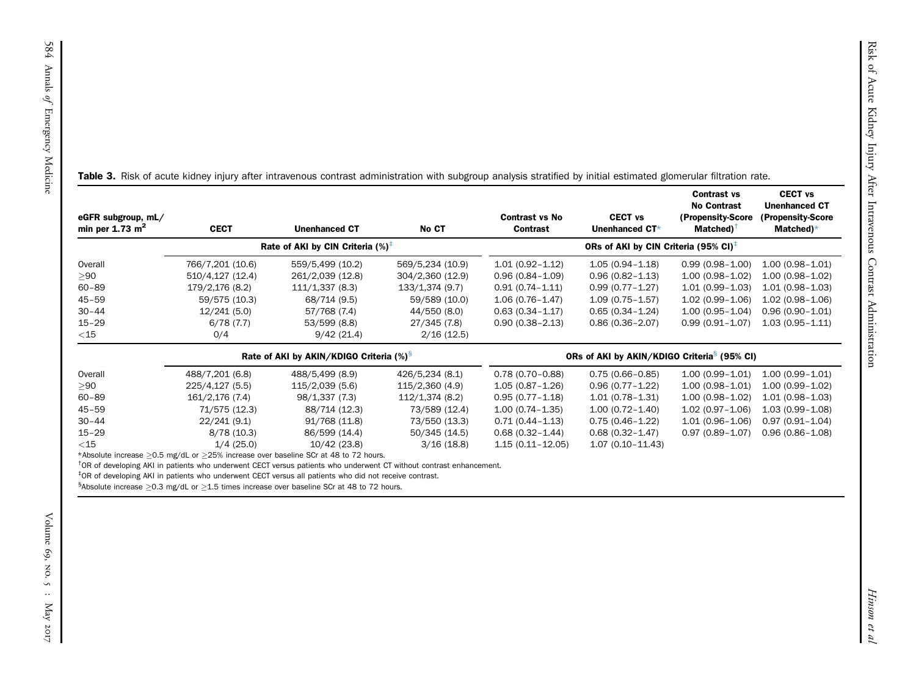**Table 3.** Risk of acute kidney injury after intravenous contrast administration with subgroup analysis stratified by initial estimated glomerular filtration rate.

| eGFR subgroup, mL/ min per 1.73 $m^2$ | CECT | Unenhanced CT | No CT | Contrast vs No Contrast | CECT vs Unenhanced CT* | Contrast vs No Contrast (Propensity-Score Matched)[†] | CECT vs Unenhanced CT (Propensity-Score Matched)* |
|---|---|---|---|---|---|---|---|
| | Rate of AKI by CIN Criteria (%)[‡] | | | ORs of AKI by CIN Criteria (95% CI)[‡] | | | |
| Overall | 766/7,201 (10.6) | 559/5,499 (10.2) | 569/5,234 (10.9) | 1.01 (0.92–1.12) | 1.05 (0.94–1.18) | 0.99 (0.98–1.00) | 1.00 (0.98–1.01) |
| ≥90 | 510/4,127 (12.4) | 261/2,039 (12.8) | 304/2,360 (12.9) | 0.96 (0.84–1.09) | 0.96 (0.82–1.13) | 1.00 (0.98–1.02) | 1.00 (0.98–1.02) |
| 60–89 | 179/2,176 (8.2) | 111/1,337 (8.3) | 133/1,374 (9.7) | 0.91 (0.74–1.11) | 0.99 (0.77–1.27) | 1.01 (0.99–1.03) | 1.01 (0.98–1.03) |
| 45–59 | 59/575 (10.3) | 68/714 (9.5) | 59/589 (10.0) | 1.06 (0.76–1.47) | 1.09 (0.75–1.57) | 1.02 (0.99–1.06) | 1.02 (0.98–1.06) |
| 30–44 | 12/241 (5.0) | 57/768 (7.4) | 44/550 (8.0) | 0.63 (0.34–1.17) | 0.65 (0.34–1.24) | 1.00 (0.95–1.04) | 0.96 (0.90–1.01) |
| 15–29 | 6/78 (7.7) | 53/599 (8.8) | 27/345 (7.8) | 0.90 (0.38–2.13) | 0.86 (0.36–2.07) | 0.99 (0.91–1.07) | 1.03 (0.95–1.11) |
| <15 | 0/4 | 9/42 (21.4) | 2/16 (12.5) | | | | |
| | Rate of AKI by AKIN/KDIGO Criteria (%)[§] | | | ORs of AKI by AKIN/KDIGO Criteria[§] (95% CI) | | | |
| Overall | 488/7,201 (6.8) | 488/5,499 (8.9) | 426/5,234 (8.1) | 0.78 (0.70–0.88) | 0.75 (0.66–0.85) | 1.00 (0.99–1.01) | 1.00 (0.99–1.01) |
| ≥90 | 225/4,127 (5.5) | 115/2,039 (5.6) | 115/2,360 (4.9) | 1.05 (0.87–1.26) | 0.96 (0.77–1.22) | 1.00 (0.98–1.01) | 1.00 (0.99–1.02) |
| 60–89 | 161/2,176 (7.4) | 98/1,337 (7.3) | 112/1,374 (8.2) | 0.95 (0.77–1.18) | 1.01 (0.78–1.31) | 1.00 (0.98–1.02) | 1.01 (0.98–1.03) |
| 45–59 | 71/575 (12.3) | 88/714 (12.3) | 73/589 (12.4) | 1.00 (0.74–1.35) | 1.00 (0.72–1.40) | 1.02 (0.97–1.06) | 1.03 (0.99–1.08) |
| 30–44 | 22/241 (9.1) | 91/768 (11.8) | 73/550 (13.3) | 0.71 (0.44–1.13) | 0.75 (0.46–1.22) | 1.01 (0.96–1.06) | 0.97 (0.91–1.04) |
| 15–29 | 8/78 (10.3) | 86/599 (14.4) | 50/345 (14.5) | 0.68 (0.32–1.44) | 0.68 (0.32–1.47) | 0.97 (0.89–1.07) | 0.96 (0.86–1.08) |
| <15 | 1/4 (25.0) | 10/42 (23.8) | 3/16 (18.8) | 1.15 (0.11–12.05) | 1.07 (0.10–11.43) | | |

*Absolute increase ≥0.5 mg/dL or ≥25% increase over baseline SCr at 48 to 72 hours.

[†]OR of developing AKI in patients who underwent CECT versus patients who underwent CT without contrast enhancement.

[‡]OR of developing AKI in patients who underwent CECT versus all patients who did not receive contrast.

[§]Absolute increase ≥0.3 mg/dL or ≥1.5 times increase over baseline SCr at 48 to 72 hours.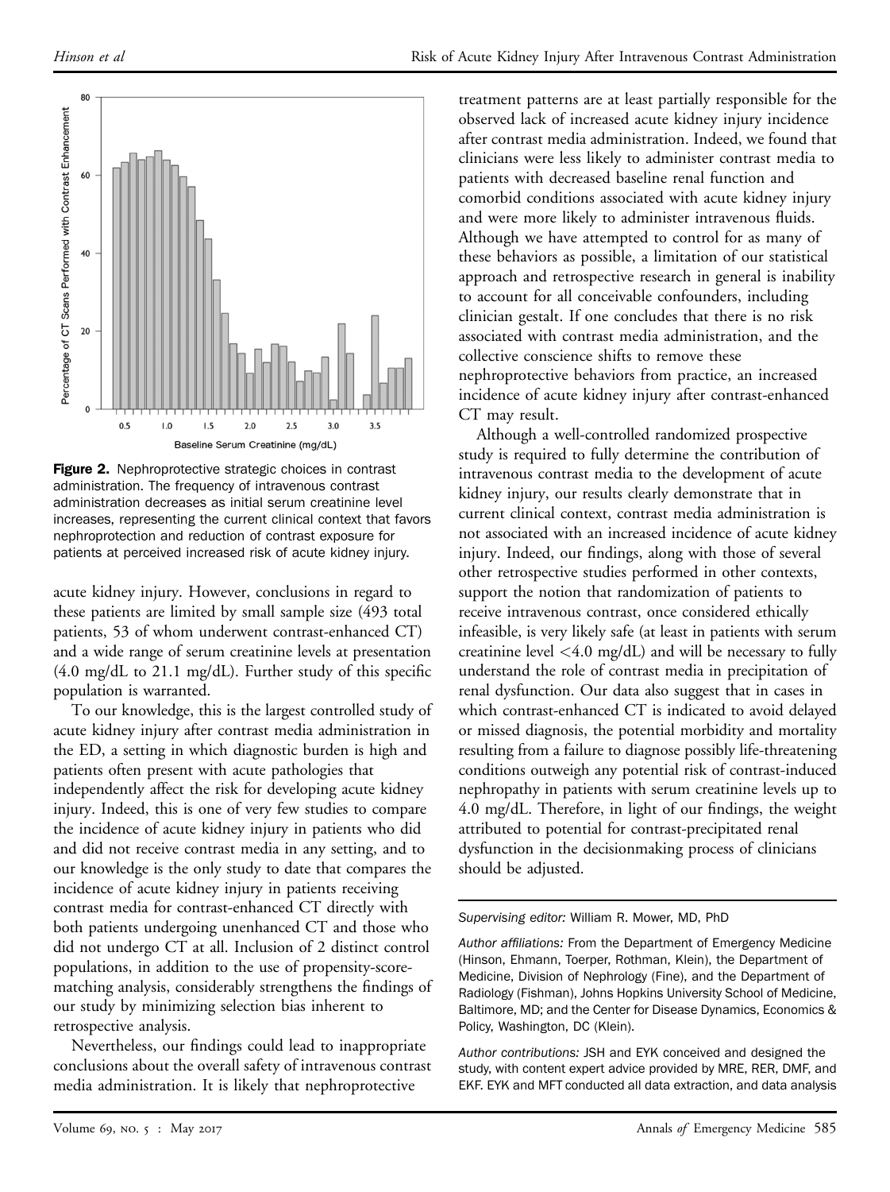**Figure 2.** Nephroprotective strategic choices in contrast administration. The frequency of intravenous contrast administration decreases as initial serum creatinine level increases, representing the current clinical context that favors nephroprotection and reduction of contrast exposure for patients at perceived increased risk of acute kidney injury.

acute kidney injury. However, conclusions in regard to these patients are limited by small sample size (493 total patients, 53 of whom underwent contrast-enhanced CT) and a wide range of serum creatinine levels at presentation (4.0 mg/dL to 21.1 mg/dL). Further study of this specific population is warranted.

To our knowledge, this is the largest controlled study of acute kidney injury after contrast media administration in the ED, a setting in which diagnostic burden is high and patients often present with acute pathologies that independently affect the risk for developing acute kidney injury. Indeed, this is one of very few studies to compare the incidence of acute kidney injury in patients who did and did not receive contrast media in any setting, and to our knowledge is the only study to date that compares the incidence of acute kidney injury in patients receiving contrast media for contrast-enhanced CT directly with both patients undergoing unenhanced CT and those who did not undergo CT at all. Inclusion of 2 distinct control populations, in addition to the use of propensity-score-matching analysis, considerably strengthens the findings of our study by minimizing selection bias inherent to retrospective analysis.

Nevertheless, our findings could lead to inappropriate conclusions about the overall safety of intravenous contrast media administration. It is likely that nephroprotective treatment patterns are at least partially responsible for the observed lack of increased acute kidney injury incidence after contrast media administration. Indeed, we found that clinicians were less likely to administer contrast media to patients with decreased baseline renal function and comorbid conditions associated with acute kidney injury and were more likely to administer intravenous fluids. Although we have attempted to control for as many of these behaviors as possible, a limitation of our statistical approach and retrospective research in general is inability to account for all conceivable confounders, including clinician gestalt. If one concludes that there is no risk associated with contrast media administration, and the collective conscience shifts to remove these nephroprotective behaviors from practice, an increased incidence of acute kidney injury after contrast-enhanced CT may result.

Although a well-controlled randomized prospective study is required to fully determine the contribution of intravenous contrast media to the development of acute kidney injury, our results clearly demonstrate that in current clinical context, contrast media administration is not associated with an increased incidence of acute kidney injury. Indeed, our findings, along with those of several other retrospective studies performed in other contexts, support the notion that randomization of patients to receive intravenous contrast, once considered ethically infeasible, is very likely safe (at least in patients with serum creatinine level <4.0 mg/dL) and will be necessary to fully understand the role of contrast media in precipitation of renal dysfunction. Our data also suggest that in cases in which contrast-enhanced CT is indicated to avoid delayed or missed diagnosis, the potential morbidity and mortality resulting from a failure to diagnose possibly life-threatening conditions outweigh any potential risk of contrast-induced nephropathy in patients with serum creatinine levels up to 4.0 mg/dL. Therefore, in light of our findings, the weight attributed to potential for contrast-precipitated renal dysfunction in the decisionmaking process of clinicians should be adjusted.

*Supervising editor:* William R. Mower, MD, PhD

*Author affiliations:* From the Department of Emergency Medicine (Hinson, Ehmann, Toerper, Rothman, Klein), the Department of Medicine, Division of Nephrology (Fine), and the Department of Radiology (Fishman), Johns Hopkins University School of Medicine, Baltimore, MD; and the Center for Disease Dynamics, Economics & Policy, Washington, DC (Klein).

*Author contributions:* JSH and EYK conceived and designed the study, with content expert advice provided by MRE, RER, DMF, and EKF. EYK and MFT conducted all data extraction, and data analysis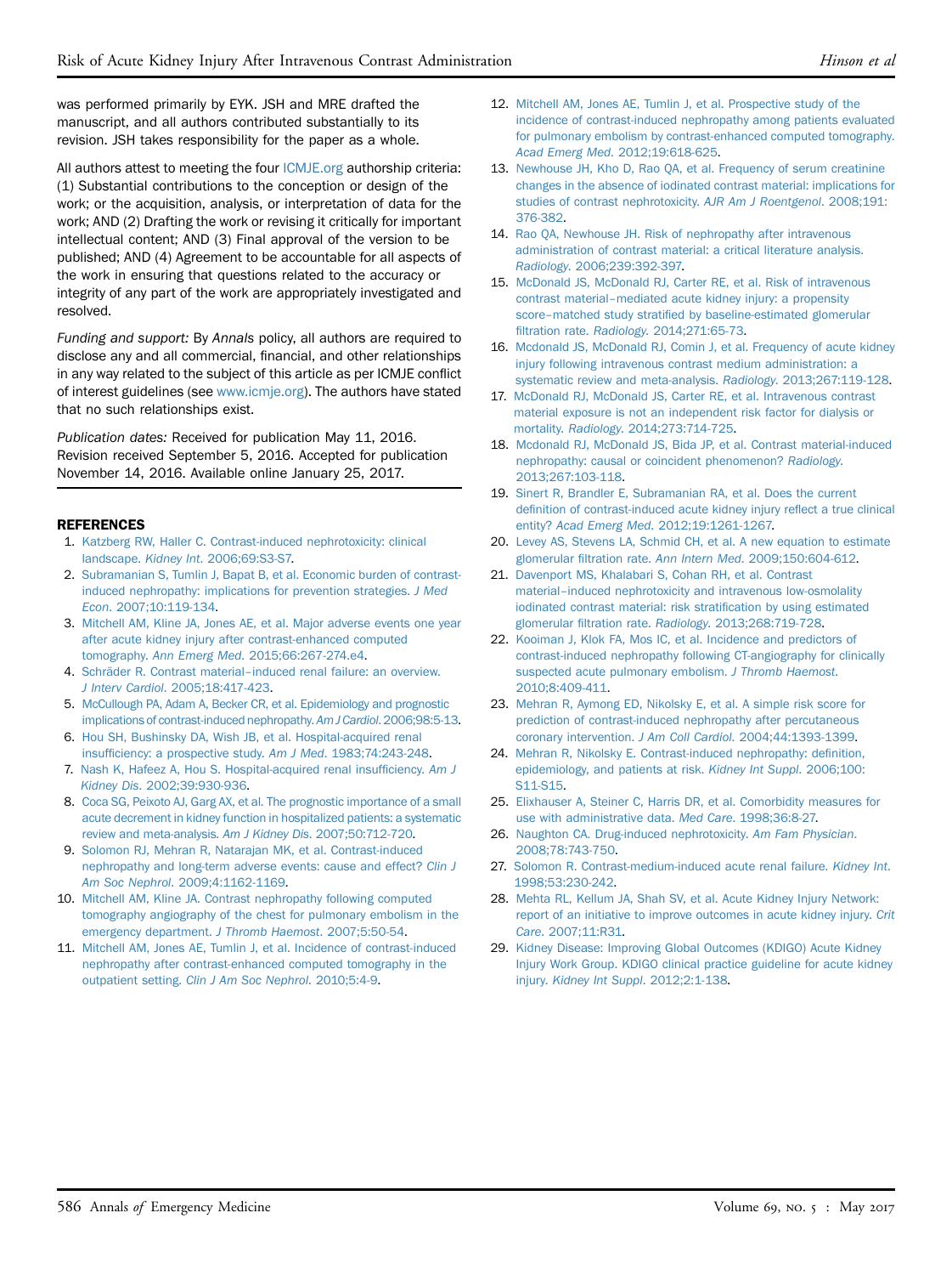was performed primarily by EYK. JSH and MRE drafted the manuscript, and all authors contributed substantially to its revision. JSH takes responsibility for the paper as a whole.

All authors attest to meeting the four ICMJE.org authorship criteria: (1) Substantial contributions to the conception or design of the work; or the acquisition, analysis, or interpretation of data for the work; AND (2) Drafting the work or revising it critically for important intellectual content; AND (3) Final approval of the version to be published; AND (4) Agreement to be accountable for all aspects of the work in ensuring that questions related to the accuracy or integrity of any part of the work are appropriately investigated and resolved.

*Funding and support:* By *Annals* policy, all authors are required to disclose any and all commercial, financial, and other relationships in any way related to the subject of this article as per ICMJE conflict of interest guidelines (see www.icmje.org). The authors have stated that no such relationships exist.

*Publication dates:* Received for publication May 11, 2016. Revision received September 5, 2016. Accepted for publication November 14, 2016. Available online January 25, 2017.

## REFERENCES

1. Katzberg RW, Haller C. Contrast-induced nephrotoxicity: clinical landscape. *Kidney Int*. 2006;69:S3-S7.
2. Subramanian S, Tumlin J, Bapat B, et al. Economic burden of contrast-induced nephropathy: implications for prevention strategies. *J Med Econ*. 2007;10:119-134.
3. Mitchell AM, Kline JA, Jones AE, et al. Major adverse events one year after acute kidney injury after contrast-enhanced computed tomography. *Ann Emerg Med*. 2015;66:267-274.e4.
4. Schräder R. Contrast material–induced renal failure: an overview. *J Interv Cardiol*. 2005;18:417-423.
5. McCullough PA, Adam A, Becker CR, et al. Epidemiology and prognostic implications of contrast-induced nephropathy. *Am J Cardiol*. 2006;98:5-13.
6. Hou SH, Bushinsky DA, Wish JB, et al. Hospital-acquired renal insufficiency: a prospective study. *Am J Med*. 1983;74:243-248.
7. Nash K, Hafeez A, Hou S. Hospital-acquired renal insufficiency. *Am J Kidney Dis*. 2002;39:930-936.
8. Coca SG, Peixoto AJ, Garg AX, et al. The prognostic importance of a small acute decrement in kidney function in hospitalized patients: a systematic review and meta-analysis. *Am J Kidney Dis*. 2007;50:712-720.
9. Solomon RJ, Mehran R, Natarajan MK, et al. Contrast-induced nephropathy and long-term adverse events: cause and effect? *Clin J Am Soc Nephrol*. 2009;4:1162-1169.
10. Mitchell AM, Kline JA. Contrast nephropathy following computed tomography angiography of the chest for pulmonary embolism in the emergency department. *J Thromb Haemost*. 2007;5:50-54.
11. Mitchell AM, Jones AE, Tumlin J, et al. Incidence of contrast-induced nephropathy after contrast-enhanced computed tomography in the outpatient setting. *Clin J Am Soc Nephrol*. 2010;5:4-9.
12. Mitchell AM, Jones AE, Tumlin J, et al. Prospective study of the incidence of contrast-induced nephropathy among patients evaluated for pulmonary embolism by contrast-enhanced computed tomography. *Acad Emerg Med*. 2012;19:618-625.
13. Newhouse JH, Kho D, Rao QA, et al. Frequency of serum creatinine changes in the absence of iodinated contrast material: implications for studies of contrast nephrotoxicity. *AJR Am J Roentgenol*. 2008;191:376-382.
14. Rao QA, Newhouse JH. Risk of nephropathy after intravenous administration of contrast material: a critical literature analysis. *Radiology*. 2006;239:392-397.
15. McDonald JS, McDonald RJ, Carter RE, et al. Risk of intravenous contrast material–mediated acute kidney injury: a propensity score–matched study stratified by baseline-estimated glomerular filtration rate. *Radiology*. 2014;271:65-73.
16. Mcdonald JS, McDonald RJ, Comin J, et al. Frequency of acute kidney injury following intravenous contrast medium administration: a systematic review and meta-analysis. *Radiology*. 2013;267:119-128.
17. McDonald RJ, McDonald JS, Carter RE, et al. Intravenous contrast material exposure is not an independent risk factor for dialysis or mortality. *Radiology*. 2014;273:714-725.
18. Mcdonald RJ, McDonald JS, Bida JP, et al. Contrast material-induced nephropathy: causal or coincident phenomenon? *Radiology*. 2013;267:103-118.
19. Sinert R, Brandler E, Subramanian RA, et al. Does the current definition of contrast-induced acute kidney injury reflect a true clinical entity? *Acad Emerg Med*. 2012;19:1261-1267.
20. Levey AS, Stevens LA, Schmid CH, et al. A new equation to estimate glomerular filtration rate. *Ann Intern Med*. 2009;150:604-612.
21. Davenport MS, Khalabari S, Cohan RH, et al. Contrast material–induced nephrotoxicity and intravenous low-osmolality iodinated contrast material: risk stratification by using estimated glomerular filtration rate. *Radiology*. 2013;268:719-728.
22. Kooiman J, Klok FA, Mos IC, et al. Incidence and predictors of contrast-induced nephropathy following CT-angiography for clinically suspected acute pulmonary embolism. *J Thromb Haemost*. 2010;8:409-411.
23. Mehran R, Aymong ED, Nikolsky E, et al. A simple risk score for prediction of contrast-induced nephropathy after percutaneous coronary intervention. *J Am Coll Cardiol*. 2004;44:1393-1399.
24. Mehran R, Nikolsky E. Contrast-induced nephropathy: definition, epidemiology, and patients at risk. *Kidney Int Suppl*. 2006;100:S11-S15.
25. Elixhauser A, Steiner C, Harris DR, et al. Comorbidity measures for use with administrative data. *Med Care*. 1998;36:8-27.
26. Naughton CA. Drug-induced nephrotoxicity. *Am Fam Physician*. 2008;78:743-750.
27. Solomon R. Contrast-medium-induced acute renal failure. *Kidney Int*. 1998;53:230-242.
28. Mehta RL, Kellum JA, Shah SV, et al. Acute Kidney Injury Network: report of an initiative to improve outcomes in acute kidney injury. *Crit Care*. 2007;11:R31.
29. Kidney Disease: Improving Global Outcomes (KDIGO) Acute Kidney Injury Work Group. KDIGO clinical practice guideline for acute kidney injury. *Kidney Int Suppl*. 2012;2:1-138.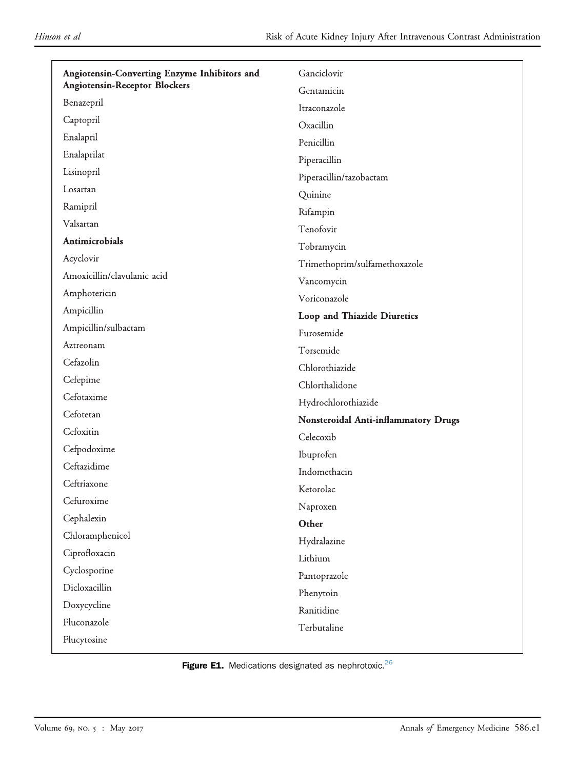**Angiotensin-Converting Enzyme Inhibitors and Angiotensin-Receptor Blockers**

Benazepril

Captopril

Enalapril

Enalaprilat

Lisinopril

Losartan

Ramipril

Valsartan

**Antimicrobials**

Acyclovir

Amoxicillin/clavulanic acid

Amphotericin

Ampicillin

Ampicillin/sulbactam

Aztreonam

Cefazolin

Cefepime

Cefotaxime

Cefotetan

Cefoxitin

Cefpodoxime

Ceftazidime

Ceftriaxone

Cefuroxime

Cephalexin

Chloramphenicol

Ciprofloxacin

Cyclosporine

Dicloxacillin

Doxycycline

Fluconazole

Flucytosine

Ganciclovir

Gentamicin

Itraconazole

Oxacillin

Penicillin

Piperacillin

Piperacillin/tazobactam

Quinine

Rifampin

Tenofovir

Tobramycin

Trimethoprim/sulfamethoxazole

Vancomycin

Voriconazole

**Loop and Thiazide Diuretics**

Furosemide

Torsemide

Chlorothiazide

Chlorthalidone

Hydrochlorothiazide

**Nonsteroidal Anti-inflammatory Drugs**

Celecoxib

Ibuprofen

Indomethacin

Ketorolac

Naproxen

**Other**

Hydralazine

Lithium

Pantoprazole

Phenytoin

Ranitidine

Terbutaline

**Figure E1.** Medications designated as nephrotoxic.[26]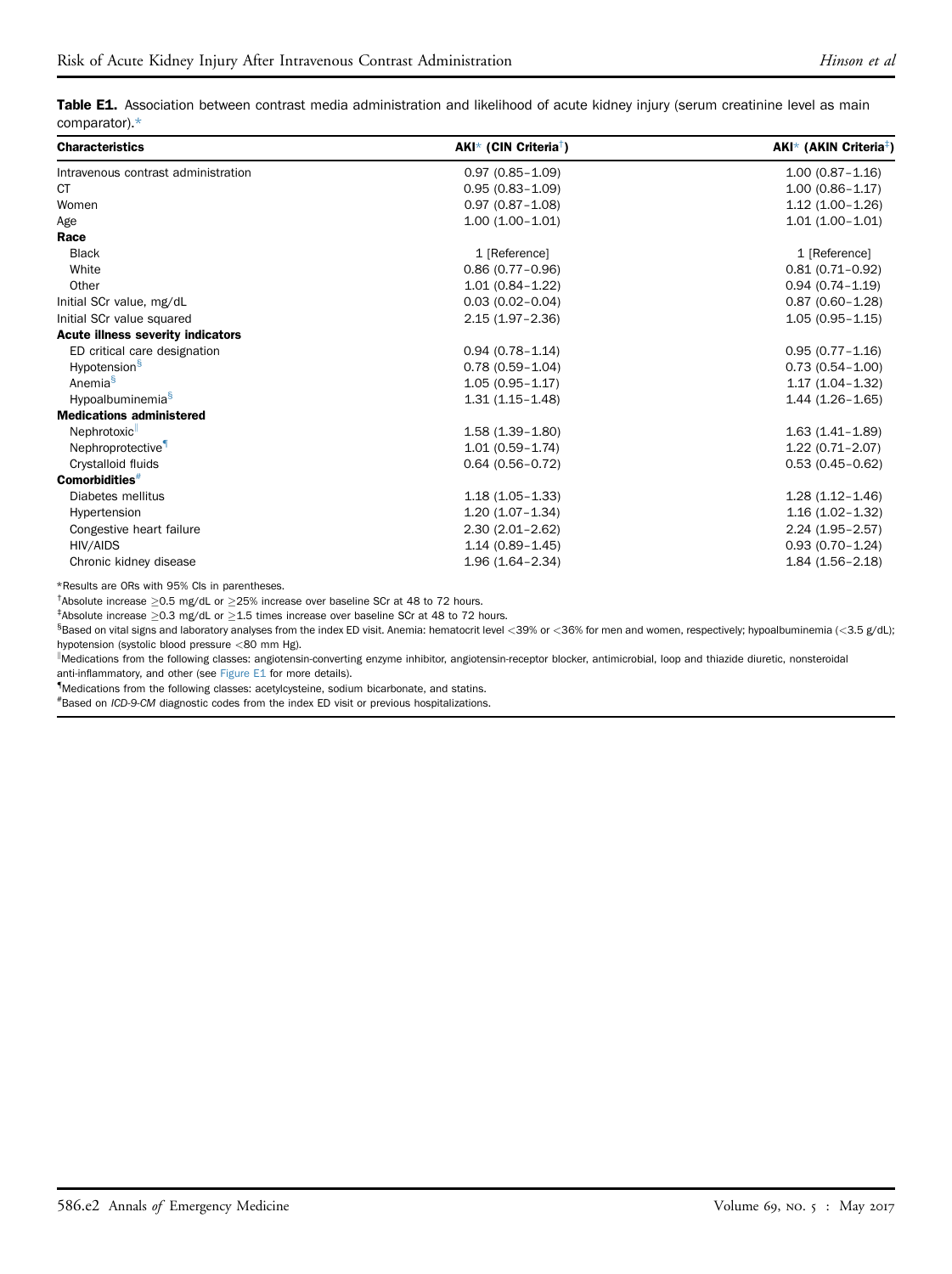**Table E1.** Association between contrast media administration and likelihood of acute kidney injury (serum creatinine level as main comparator).*

| Characteristics | AKI* (CIN Criteria†) | AKI* (AKIN Criteria‡) |
|---|---|---|
| Intravenous contrast administration | 0.97 (0.85–1.09) | 1.00 (0.87–1.16) |
| CT | 0.95 (0.83–1.09) | 1.00 (0.86–1.17) |
| Women | 0.97 (0.87–1.08) | 1.12 (1.00–1.26) |
| Age | 1.00 (1.00–1.01) | 1.01 (1.00–1.01) |
| **Race** | | |
| Black | 1 [Reference] | 1 [Reference] |
| White | 0.86 (0.77–0.96) | 0.81 (0.71–0.92) |
| Other | 1.01 (0.84–1.22) | 0.94 (0.74–1.19) |
| Initial SCr value, mg/dL | 0.03 (0.02–0.04) | 0.87 (0.60–1.28) |
| Initial SCr value squared | 2.15 (1.97–2.36) | 1.05 (0.95–1.15) |
| **Acute illness severity indicators** | | |
| ED critical care designation | 0.94 (0.78–1.14) | 0.95 (0.77–1.16) |
| Hypotension§ | 0.78 (0.59–1.04) | 0.73 (0.54–1.00) |
| Anemia§ | 1.05 (0.95–1.17) | 1.17 (1.04–1.32) |
| Hypoalbuminemia§ | 1.31 (1.15–1.48) | 1.44 (1.26–1.65) |
| **Medications administered** | | |
| Nephrotoxic‖ | 1.58 (1.39–1.80) | 1.63 (1.41–1.89) |
| Nephroprotective¶ | 1.01 (0.59–1.74) | 1.22 (0.71–2.07) |
| Crystalloid fluids | 0.64 (0.56–0.72) | 0.53 (0.45–0.62) |
| **Comorbidities**# | | |
| Diabetes mellitus | 1.18 (1.05–1.33) | 1.28 (1.12–1.46) |
| Hypertension | 1.20 (1.07–1.34) | 1.16 (1.02–1.32) |
| Congestive heart failure | 2.30 (2.01–2.62) | 2.24 (1.95–2.57) |
| HIV/AIDS | 1.14 (0.89–1.45) | 0.93 (0.70–1.24) |
| Chronic kidney disease | 1.96 (1.64–2.34) | 1.84 (1.56–2.18) |

*Results are ORs with 95% CIs in parentheses.

†Absolute increase ≥0.5 mg/dL or ≥25% increase over baseline SCr at 48 to 72 hours.

‡Absolute increase ≥0.3 mg/dL or ≥1.5 times increase over baseline SCr at 48 to 72 hours.

§Based on vital signs and laboratory analyses from the index ED visit. Anemia: hematocrit level <39% or <36% for men and women, respectively; hypoalbuminemia (<3.5 g/dL); hypotension (systolic blood pressure <80 mm Hg).

‖Medications from the following classes: angiotensin-converting enzyme inhibitor, angiotensin-receptor blocker, antimicrobial, loop and thiazide diuretic, nonsteroidal anti-inflammatory, and other (see Figure E1 for more details).

¶Medications from the following classes: acetylcysteine, sodium bicarbonate, and statins.

#Based on *ICD-9-CM* diagnostic codes from the index ED visit or previous hospitalizations.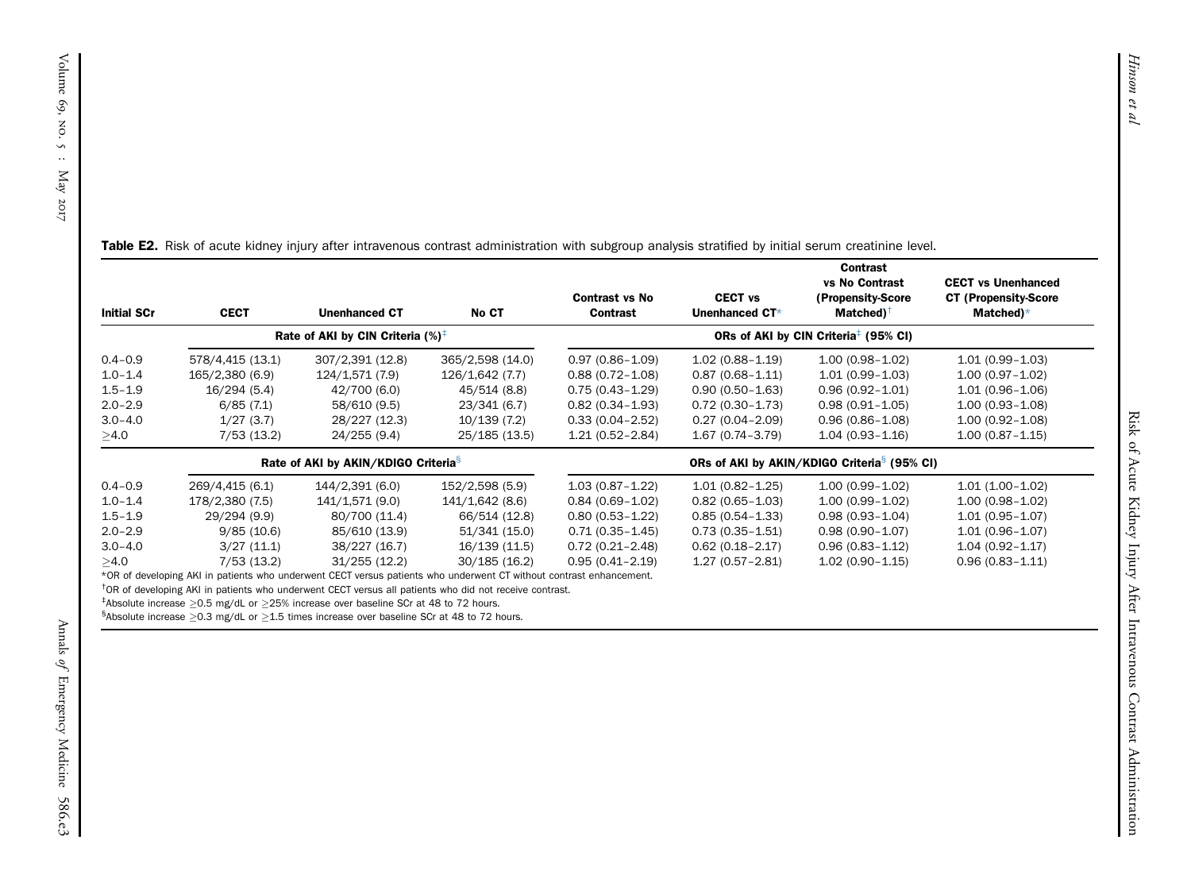**Table E2.** Risk of acute kidney injury after intravenous contrast administration with subgroup analysis stratified by initial serum creatinine level.

| Initial SCr | CECT | Unenhanced CT | No CT | Contrast vs No Contrast | CECT vs Unenhanced CT* | Contrast vs No Contrast (Propensity-Score Matched)† | CECT vs Unenhanced CT (Propensity-Score Matched)* |
|---|---|---|---|---|---|---|---|
| | Rate of AKI by CIN Criteria (%)‡ | | | ORs of AKI by CIN Criteria‡ (95% CI) | | | |
| 0.4–0.9 | 578/4,415 (13.1) | 307/2,391 (12.8) | 365/2,598 (14.0) | 0.97 (0.86–1.09) | 1.02 (0.88–1.19) | 1.00 (0.98–1.02) | 1.01 (0.99–1.03) |
| 1.0–1.4 | 165/2,380 (6.9) | 124/1,571 (7.9) | 126/1,642 (7.7) | 0.88 (0.72–1.08) | 0.87 (0.68–1.11) | 1.01 (0.99–1.03) | 1.00 (0.97–1.02) |
| 1.5–1.9 | 16/294 (5.4) | 42/700 (6.0) | 45/514 (8.8) | 0.75 (0.43–1.29) | 0.90 (0.50–1.63) | 0.96 (0.92–1.01) | 1.01 (0.96–1.06) |
| 2.0–2.9 | 6/85 (7.1) | 58/610 (9.5) | 23/341 (6.7) | 0.82 (0.34–1.93) | 0.72 (0.30–1.73) | 0.98 (0.91–1.05) | 1.00 (0.93–1.08) |
| 3.0–4.0 | 1/27 (3.7) | 28/227 (12.3) | 10/139 (7.2) | 0.33 (0.04–2.52) | 0.27 (0.04–2.09) | 0.96 (0.86–1.08) | 1.00 (0.92–1.08) |
| ≥4.0 | 7/53 (13.2) | 24/255 (9.4) | 25/185 (13.5) | 1.21 (0.52–2.84) | 1.67 (0.74–3.79) | 1.04 (0.93–1.16) | 1.00 (0.87–1.15) |
| | Rate of AKI by AKIN/KDIGO Criteria§ | | | ORs of AKI by AKIN/KDIGO Criteria§ (95% CI) | | | |
| 0.4–0.9 | 269/4,415 (6.1) | 144/2,391 (6.0) | 152/2,598 (5.9) | 1.03 (0.87–1.22) | 1.01 (0.82–1.25) | 1.00 (0.99–1.02) | 1.01 (1.00–1.02) |
| 1.0–1.4 | 178/2,380 (7.5) | 141/1,571 (9.0) | 141/1,642 (8.6) | 0.84 (0.69–1.02) | 0.82 (0.65–1.03) | 1.00 (0.99–1.02) | 1.00 (0.98–1.02) |
| 1.5–1.9 | 29/294 (9.9) | 80/700 (11.4) | 66/514 (12.8) | 0.80 (0.53–1.22) | 0.85 (0.54–1.33) | 0.98 (0.93–1.04) | 1.01 (0.95–1.07) |
| 2.0–2.9 | 9/85 (10.6) | 85/610 (13.9) | 51/341 (15.0) | 0.71 (0.35–1.45) | 0.73 (0.35–1.51) | 0.98 (0.90–1.07) | 1.01 (0.96–1.07) |
| 3.0–4.0 | 3/27 (11.1) | 38/227 (16.7) | 16/139 (11.5) | 0.72 (0.21–2.48) | 0.62 (0.18–2.17) | 0.96 (0.83–1.12) | 1.04 (0.92–1.17) |
| ≥4.0 | 7/53 (13.2) | 31/255 (12.2) | 30/185 (16.2) | 0.95 (0.41–2.19) | 1.27 (0.57–2.81) | 1.02 (0.90–1.15) | 0.96 (0.83–1.11) |

*OR of developing AKI in patients who underwent CECT versus patients who underwent CT without contrast enhancement.

†OR of developing AKI in patients who underwent CECT versus all patients who did not receive contrast.

‡Absolute increase ≥0.5 mg/dL or ≥25% increase over baseline SCr at 48 to 72 hours.

§Absolute increase ≥0.3 mg/dL or ≥1.5 times increase over baseline SCr at 48 to 72 hours.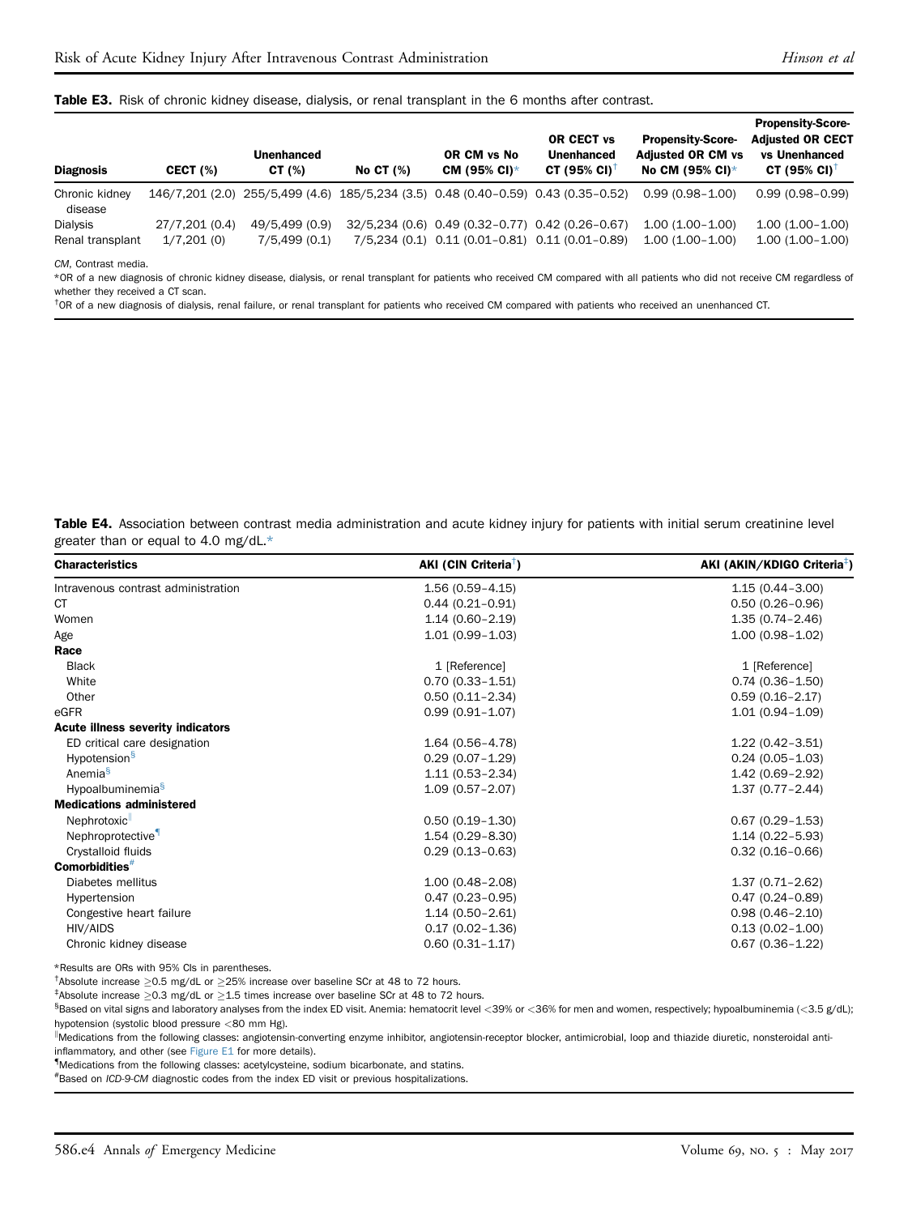**Table E3.** Risk of chronic kidney disease, dialysis, or renal transplant in the 6 months after contrast.

| Diagnosis | CECT (%) | Unenhanced CT (%) | No CT (%) | OR CM vs No CM (95% CI)* | OR CECT vs Unenhanced CT (95% CI)[†] | Propensity-Score-Adjusted OR CM vs No CM (95% CI)* | Propensity-Score-Adjusted OR CECT vs Unenhanced CT (95% CI)[†] |
|---|---|---|---|---|---|---|---|
| Chronic kidney disease | 146/7,201 (2.0) | 255/5,499 (4.6) | 185/5,234 (3.5) | 0.48 (0.40–0.59) | 0.43 (0.35–0.52) | 0.99 (0.98–1.00) | 0.99 (0.98–0.99) |
| Dialysis | 27/7,201 (0.4) | 49/5,499 (0.9) | 32/5,234 (0.6) | 0.49 (0.32–0.77) | 0.42 (0.26–0.67) | 1.00 (1.00–1.00) | 1.00 (1.00–1.00) |
| Renal transplant | 1/7,201 (0) | 7/5,499 (0.1) | 7/5,234 (0.1) | 0.11 (0.01–0.81) | 0.11 (0.01–0.89) | 1.00 (1.00–1.00) | 1.00 (1.00–1.00) |

*CM*, Contrast media.

*OR of a new diagnosis of chronic kidney disease, dialysis, or renal transplant for patients who received CM compared with all patients who did not receive CM regardless of whether they received a CT scan.

[†]OR of a new diagnosis of dialysis, renal failure, or renal transplant for patients who received CM compared with patients who received an unenhanced CT.

**Table E4.** Association between contrast media administration and acute kidney injury for patients with initial serum creatinine level greater than or equal to 4.0 mg/dL.*

| Characteristics | AKI (CIN Criteria[†]) | AKI (AKIN/KDIGO Criteria[‡]) |
|---|---|---|
| Intravenous contrast administration | 1.56 (0.59–4.15) | 1.15 (0.44–3.00) |
| CT | 0.44 (0.21–0.91) | 0.50 (0.26–0.96) |
| Women | 1.14 (0.60–2.19) | 1.35 (0.74–2.46) |
| Age | 1.01 (0.99–1.03) | 1.00 (0.98–1.02) |
| **Race** | | |
| Black | 1 [Reference] | 1 [Reference] |
| White | 0.70 (0.33–1.51) | 0.74 (0.36–1.50) |
| Other | 0.50 (0.11–2.34) | 0.59 (0.16–2.17) |
| eGFR | 0.99 (0.91–1.07) | 1.01 (0.94–1.09) |
| **Acute illness severity indicators** | | |
| ED critical care designation | 1.64 (0.56–4.78) | 1.22 (0.42–3.51) |
| Hypotension[§] | 0.29 (0.07–1.29) | 0.24 (0.05–1.03) |
| Anemia[§] | 1.11 (0.53–2.34) | 1.42 (0.69–2.92) |
| Hypoalbuminemia[§] | 1.09 (0.57–2.07) | 1.37 (0.77–2.44) |
| **Medications administered** | | |
| Nephrotoxic[‖] | 0.50 (0.19–1.30) | 0.67 (0.29–1.53) |
| Nephroprotective[¶] | 1.54 (0.29–8.30) | 1.14 (0.22–5.93) |
| Crystalloid fluids | 0.29 (0.13–0.63) | 0.32 (0.16–0.66) |
| **Comorbidities**[#] | | |
| Diabetes mellitus | 1.00 (0.48–2.08) | 1.37 (0.71–2.62) |
| Hypertension | 0.47 (0.23–0.95) | 0.47 (0.24–0.89) |
| Congestive heart failure | 1.14 (0.50–2.61) | 0.98 (0.46–2.10) |
| HIV/AIDS | 0.17 (0.02–1.36) | 0.13 (0.02–1.00) |
| Chronic kidney disease | 0.60 (0.31–1.17) | 0.67 (0.36–1.22) |

*Results are ORs with 95% CIs in parentheses.

[†]Absolute increase ≥0.5 mg/dL or ≥25% increase over baseline SCr at 48 to 72 hours.

[‡]Absolute increase ≥0.3 mg/dL or ≥1.5 times increase over baseline SCr at 48 to 72 hours.

[§]Based on vital signs and laboratory analyses from the index ED visit. Anemia: hematocrit level <39% or <36% for men and women, respectively; hypoalbuminemia (<3.5 g/dL); hypotension (systolic blood pressure <80 mm Hg).

[‖]Medications from the following classes: angiotensin-converting enzyme inhibitor, angiotensin-receptor blocker, antimicrobial, loop and thiazide diuretic, nonsteroidal anti-inflammatory, and other (see Figure E1 for more details).

[¶]Medications from the following classes: acetylcysteine, sodium bicarbonate, and statins.

[#]Based on *ICD-9-CM* diagnostic codes from the index ED visit or previous hospitalizations.